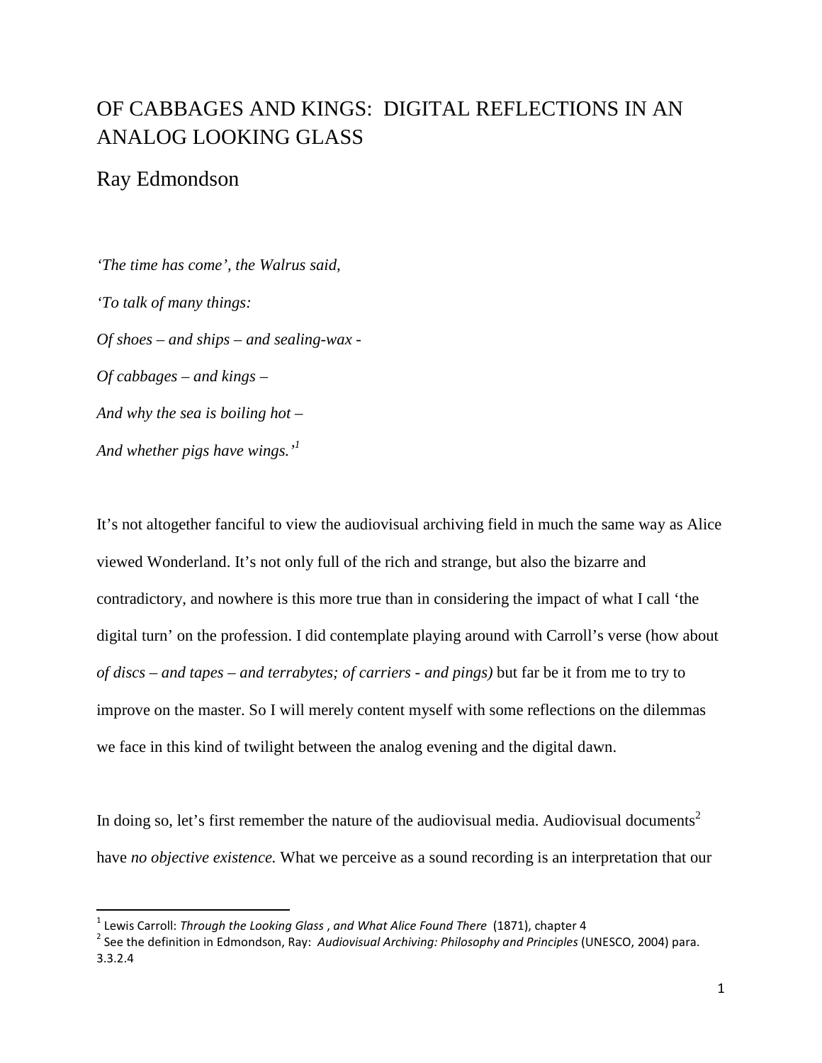# OF CABBAGES AND KINGS: DIGITAL REFLECTIONS IN AN ANALOG LOOKING GLASS

## Ray Edmondson

*'The time has come', the Walrus said,*

*'To talk of many things:*

*Of shoes – and ships – and sealing-wax -*

*Of cabbages – and kings –*

*And why the sea is boiling hot –*

*And whether pigs have wings.'*[1]

It's not altogether fanciful to view the audiovisual archiving field in much the same way as Alice viewed Wonderland. It's not only full of the rich and strange, but also the bizarre and contradictory, and nowhere is this more true than in considering the impact of what I call 'the digital turn' on the profession. I did contemplate playing around with Carroll's verse (how about *of discs – and tapes – and terrabytes; of carriers - and pings)* but far be it from me to try to improve on the master. So I will merely content myself with some reflections on the dilemmas we face in this kind of twilight between the analog evening and the digital dawn.

In doing so, let's first remember the nature of the audiovisual media. Audiovisual documents[2] have *no objective existence.* What we perceive as a sound recording is an interpretation that our

---

[1] Lewis Carroll: *Through the Looking Glass , and What Alice Found There* (1871), chapter 4

[2] See the definition in Edmondson, Ray: *Audiovisual Archiving: Philosophy and Principles* (UNESCO, 2004) para. 3.3.2.4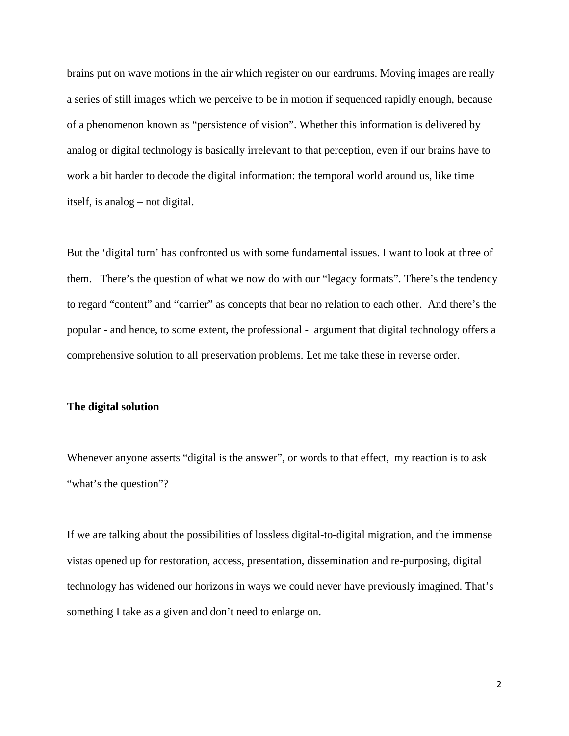brains put on wave motions in the air which register on our eardrums. Moving images are really a series of still images which we perceive to be in motion if sequenced rapidly enough, because of a phenomenon known as "persistence of vision". Whether this information is delivered by analog or digital technology is basically irrelevant to that perception, even if our brains have to work a bit harder to decode the digital information: the temporal world around us, like time itself, is analog – not digital.

But the 'digital turn' has confronted us with some fundamental issues. I want to look at three of them. There's the question of what we now do with our "legacy formats". There's the tendency to regard "content" and "carrier" as concepts that bear no relation to each other. And there's the popular - and hence, to some extent, the professional - argument that digital technology offers a comprehensive solution to all preservation problems. Let me take these in reverse order.

**The digital solution**

Whenever anyone asserts "digital is the answer", or words to that effect, my reaction is to ask "what's the question"?

If we are talking about the possibilities of lossless digital-to-digital migration, and the immense vistas opened up for restoration, access, presentation, dissemination and re-purposing, digital technology has widened our horizons in ways we could never have previously imagined. That's something I take as a given and don't need to enlarge on.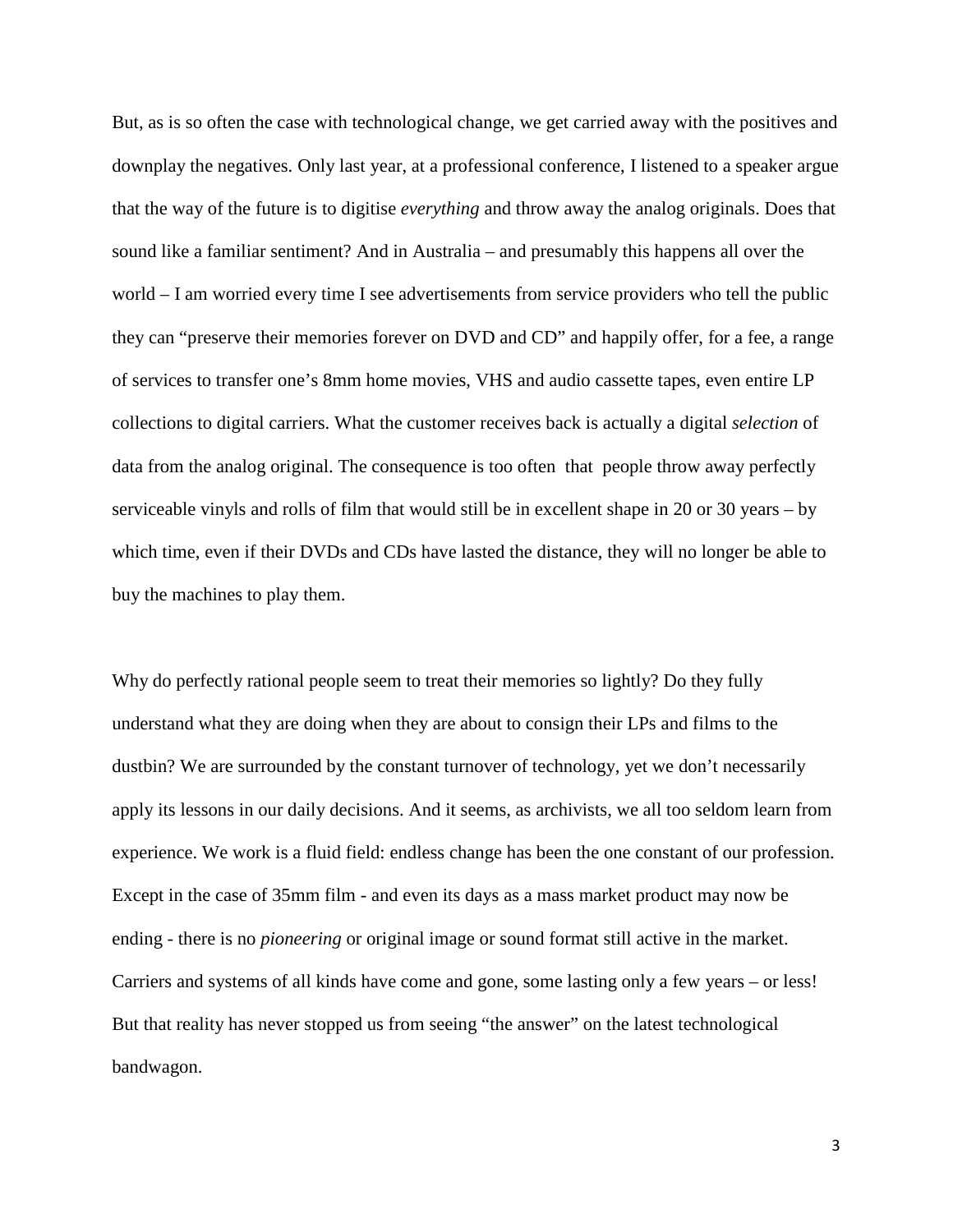But, as is so often the case with technological change, we get carried away with the positives and downplay the negatives. Only last year, at a professional conference, I listened to a speaker argue that the way of the future is to digitise *everything* and throw away the analog originals. Does that sound like a familiar sentiment? And in Australia – and presumably this happens all over the world – I am worried every time I see advertisements from service providers who tell the public they can "preserve their memories forever on DVD and CD" and happily offer, for a fee, a range of services to transfer one's 8mm home movies, VHS and audio cassette tapes, even entire LP collections to digital carriers. What the customer receives back is actually a digital *selection* of data from the analog original. The consequence is too often that people throw away perfectly serviceable vinyls and rolls of film that would still be in excellent shape in 20 or 30 years – by which time, even if their DVDs and CDs have lasted the distance, they will no longer be able to buy the machines to play them.

Why do perfectly rational people seem to treat their memories so lightly? Do they fully understand what they are doing when they are about to consign their LPs and films to the dustbin? We are surrounded by the constant turnover of technology, yet we don't necessarily apply its lessons in our daily decisions. And it seems, as archivists, we all too seldom learn from experience. We work is a fluid field: endless change has been the one constant of our profession. Except in the case of 35mm film - and even its days as a mass market product may now be ending - there is no *pioneering* or original image or sound format still active in the market. Carriers and systems of all kinds have come and gone, some lasting only a few years – or less! But that reality has never stopped us from seeing "the answer" on the latest technological bandwagon.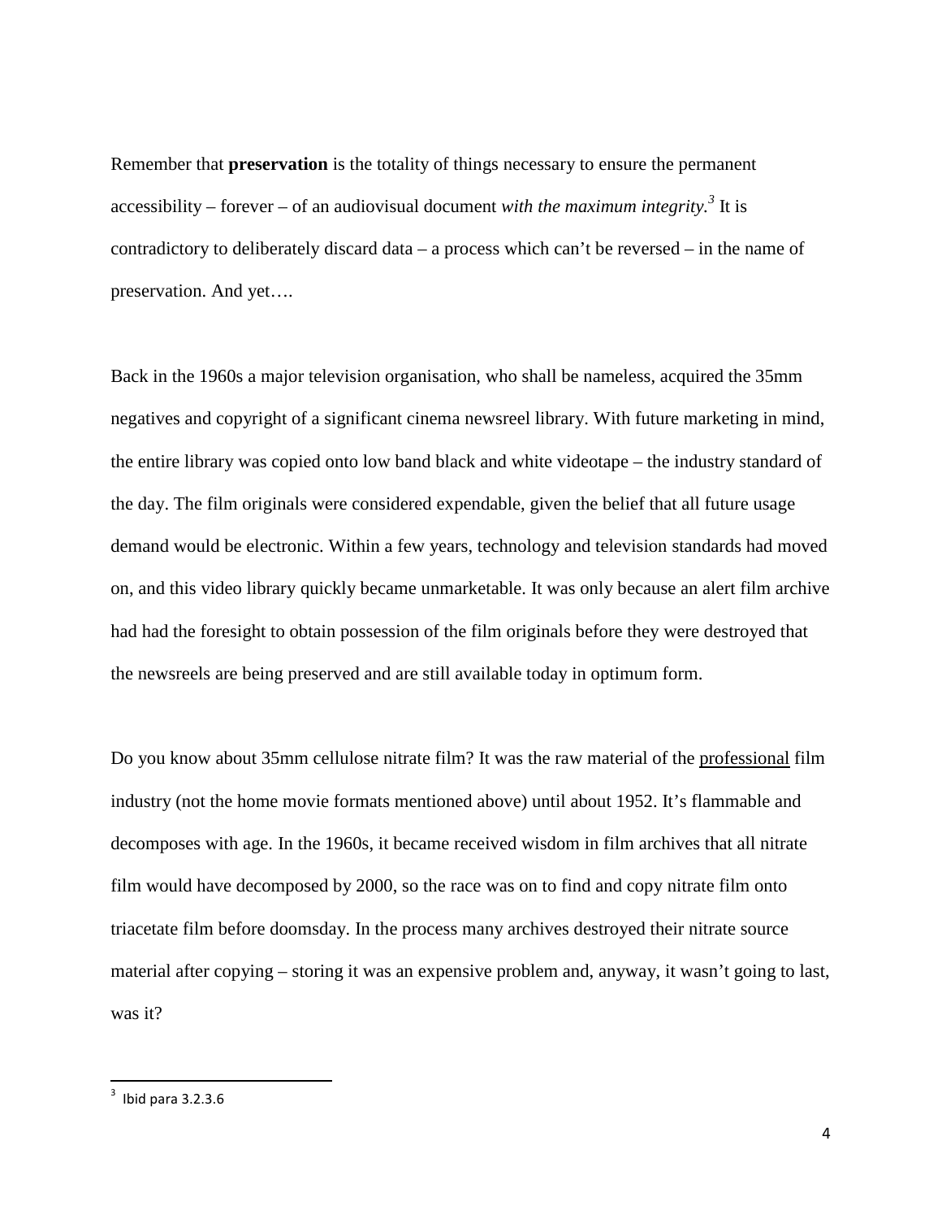Remember that **preservation** is the totality of things necessary to ensure the permanent accessibility – forever – of an audiovisual document *with the maximum integrity.*[3] It is contradictory to deliberately discard data – a process which can't be reversed – in the name of preservation. And yet….

Back in the 1960s a major television organisation, who shall be nameless, acquired the 35mm negatives and copyright of a significant cinema newsreel library. With future marketing in mind, the entire library was copied onto low band black and white videotape – the industry standard of the day. The film originals were considered expendable, given the belief that all future usage demand would be electronic. Within a few years, technology and television standards had moved on, and this video library quickly became unmarketable. It was only because an alert film archive had had the foresight to obtain possession of the film originals before they were destroyed that the newsreels are being preserved and are still available today in optimum form.

Do you know about 35mm cellulose nitrate film? It was the raw material of the <u>professional</u> film industry (not the home movie formats mentioned above) until about 1952. It's flammable and decomposes with age. In the 1960s, it became received wisdom in film archives that all nitrate film would have decomposed by 2000, so the race was on to find and copy nitrate film onto triacetate film before doomsday. In the process many archives destroyed their nitrate source material after copying – storing it was an expensive problem and, anyway, it wasn't going to last, was it?

---

[3] Ibid para 3.2.3.6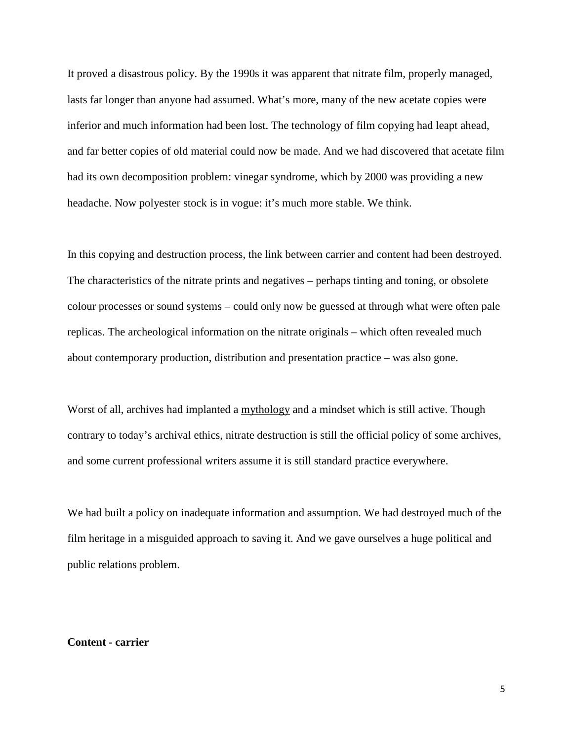It proved a disastrous policy. By the 1990s it was apparent that nitrate film, properly managed, lasts far longer than anyone had assumed. What's more, many of the new acetate copies were inferior and much information had been lost. The technology of film copying had leapt ahead, and far better copies of old material could now be made. And we had discovered that acetate film had its own decomposition problem: vinegar syndrome, which by 2000 was providing a new headache. Now polyester stock is in vogue: it's much more stable. We think.

In this copying and destruction process, the link between carrier and content had been destroyed. The characteristics of the nitrate prints and negatives – perhaps tinting and toning, or obsolete colour processes or sound systems – could only now be guessed at through what were often pale replicas. The archeological information on the nitrate originals – which often revealed much about contemporary production, distribution and presentation practice – was also gone.

Worst of all, archives had implanted a mythology and a mindset which is still active. Though contrary to today's archival ethics, nitrate destruction is still the official policy of some archives, and some current professional writers assume it is still standard practice everywhere.

We had built a policy on inadequate information and assumption. We had destroyed much of the film heritage in a misguided approach to saving it. And we gave ourselves a huge political and public relations problem.

**Content - carrier**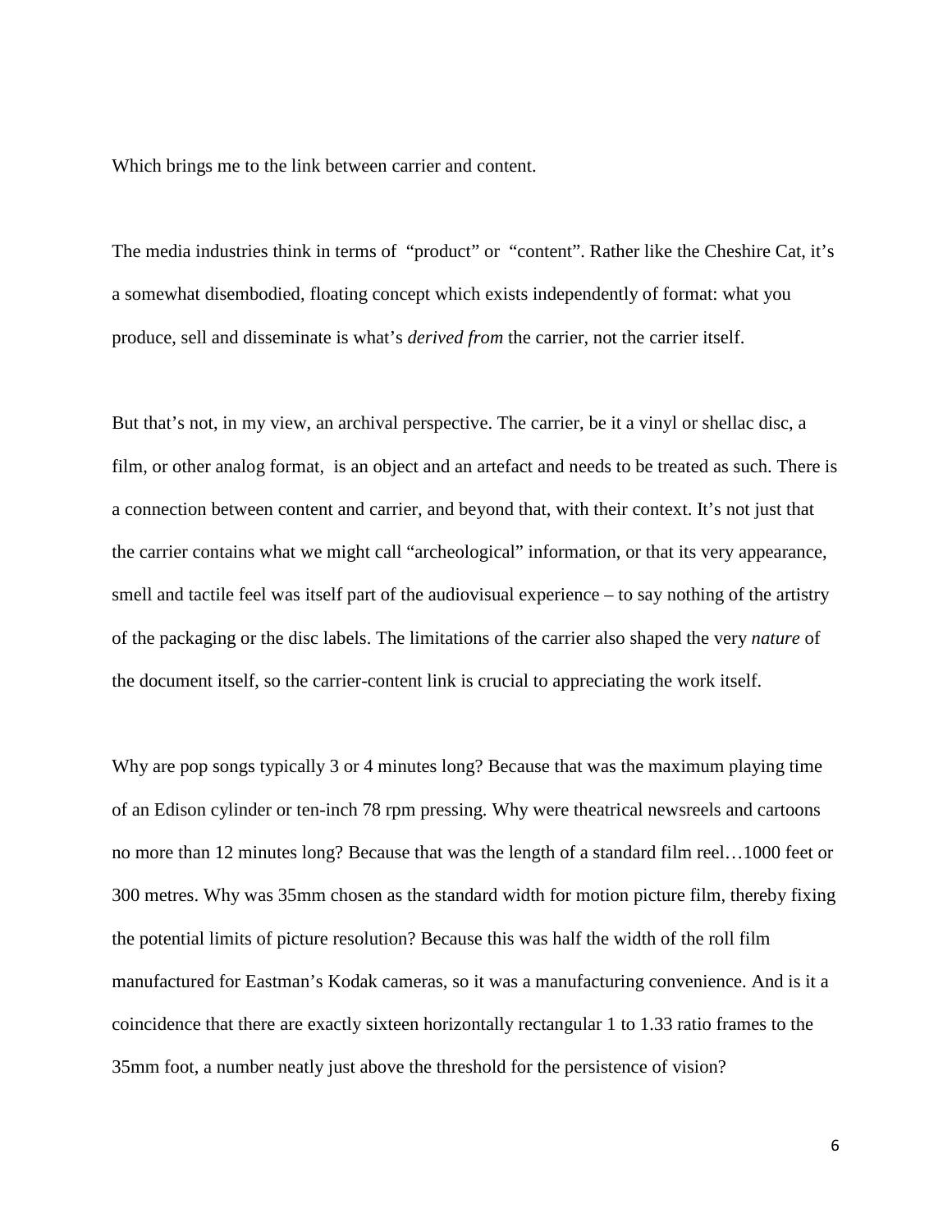Which brings me to the link between carrier and content.

The media industries think in terms of "product" or "content". Rather like the Cheshire Cat, it's a somewhat disembodied, floating concept which exists independently of format: what you produce, sell and disseminate is what's *derived from* the carrier, not the carrier itself.

But that's not, in my view, an archival perspective. The carrier, be it a vinyl or shellac disc, a film, or other analog format, is an object and an artefact and needs to be treated as such. There is a connection between content and carrier, and beyond that, with their context. It's not just that the carrier contains what we might call "archeological" information, or that its very appearance, smell and tactile feel was itself part of the audiovisual experience – to say nothing of the artistry of the packaging or the disc labels. The limitations of the carrier also shaped the very *nature* of the document itself, so the carrier-content link is crucial to appreciating the work itself.

Why are pop songs typically 3 or 4 minutes long? Because that was the maximum playing time of an Edison cylinder or ten-inch 78 rpm pressing. Why were theatrical newsreels and cartoons no more than 12 minutes long? Because that was the length of a standard film reel…1000 feet or 300 metres. Why was 35mm chosen as the standard width for motion picture film, thereby fixing the potential limits of picture resolution? Because this was half the width of the roll film manufactured for Eastman's Kodak cameras, so it was a manufacturing convenience. And is it a coincidence that there are exactly sixteen horizontally rectangular 1 to 1.33 ratio frames to the 35mm foot, a number neatly just above the threshold for the persistence of vision?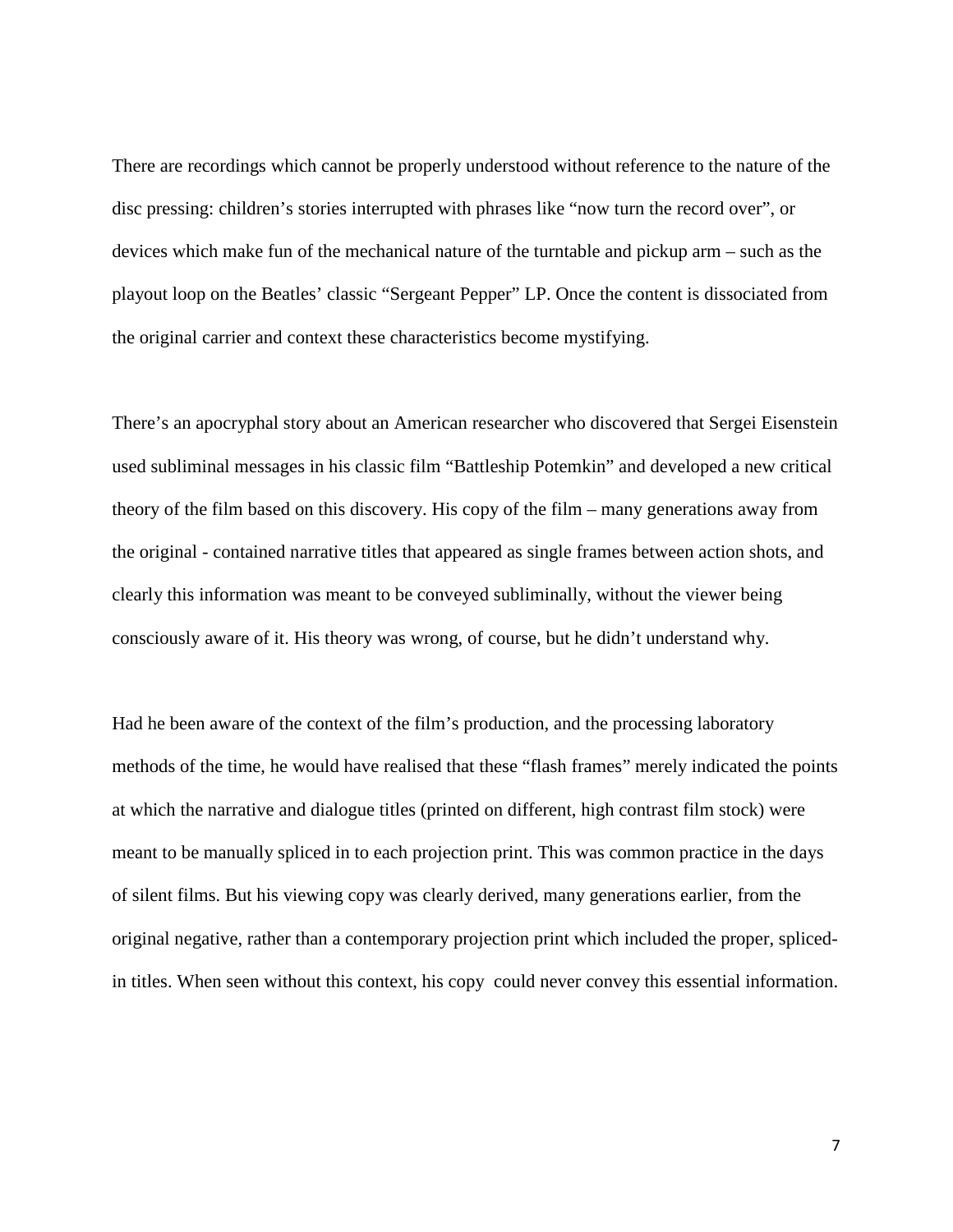There are recordings which cannot be properly understood without reference to the nature of the disc pressing: children's stories interrupted with phrases like "now turn the record over", or devices which make fun of the mechanical nature of the turntable and pickup arm – such as the playout loop on the Beatles' classic "Sergeant Pepper" LP. Once the content is dissociated from the original carrier and context these characteristics become mystifying.

There's an apocryphal story about an American researcher who discovered that Sergei Eisenstein used subliminal messages in his classic film "Battleship Potemkin" and developed a new critical theory of the film based on this discovery. His copy of the film – many generations away from the original - contained narrative titles that appeared as single frames between action shots, and clearly this information was meant to be conveyed subliminally, without the viewer being consciously aware of it. His theory was wrong, of course, but he didn't understand why.

Had he been aware of the context of the film's production, and the processing laboratory methods of the time, he would have realised that these "flash frames" merely indicated the points at which the narrative and dialogue titles (printed on different, high contrast film stock) were meant to be manually spliced in to each projection print. This was common practice in the days of silent films. But his viewing copy was clearly derived, many generations earlier, from the original negative, rather than a contemporary projection print which included the proper, spliced-in titles. When seen without this context, his copy could never convey this essential information.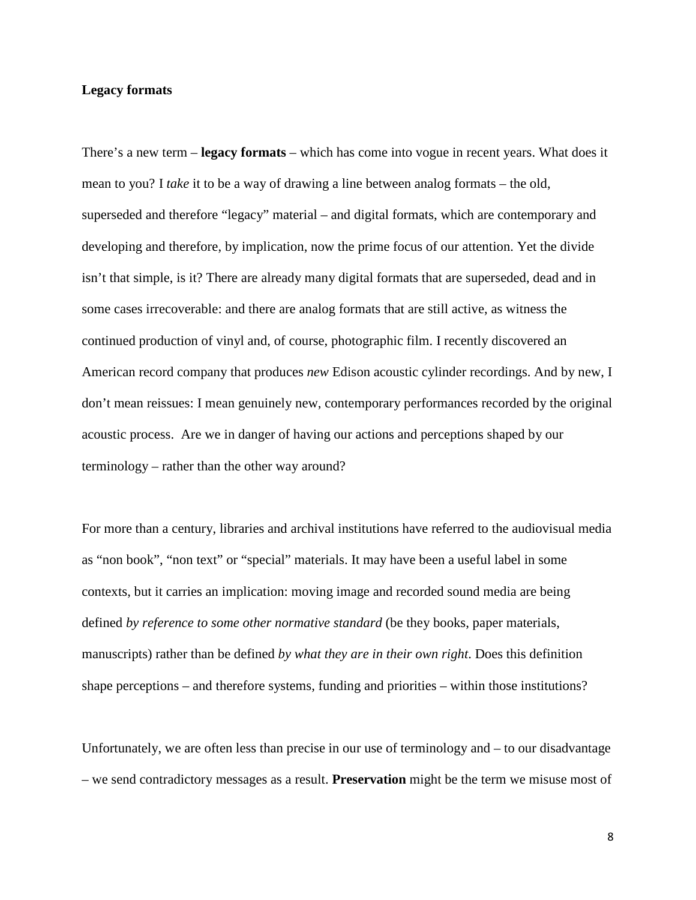**Legacy formats**

There's a new term – **legacy formats** – which has come into vogue in recent years. What does it mean to you? I *take* it to be a way of drawing a line between analog formats – the old, superseded and therefore "legacy" material – and digital formats, which are contemporary and developing and therefore, by implication, now the prime focus of our attention. Yet the divide isn't that simple, is it? There are already many digital formats that are superseded, dead and in some cases irrecoverable: and there are analog formats that are still active, as witness the continued production of vinyl and, of course, photographic film. I recently discovered an American record company that produces *new* Edison acoustic cylinder recordings. And by new, I don't mean reissues: I mean genuinely new, contemporary performances recorded by the original acoustic process. Are we in danger of having our actions and perceptions shaped by our terminology – rather than the other way around?

For more than a century, libraries and archival institutions have referred to the audiovisual media as "non book", "non text" or "special" materials. It may have been a useful label in some contexts, but it carries an implication: moving image and recorded sound media are being defined *by reference to some other normative standard* (be they books, paper materials, manuscripts) rather than be defined *by what they are in their own right*. Does this definition shape perceptions – and therefore systems, funding and priorities – within those institutions?

Unfortunately, we are often less than precise in our use of terminology and – to our disadvantage – we send contradictory messages as a result. **Preservation** might be the term we misuse most of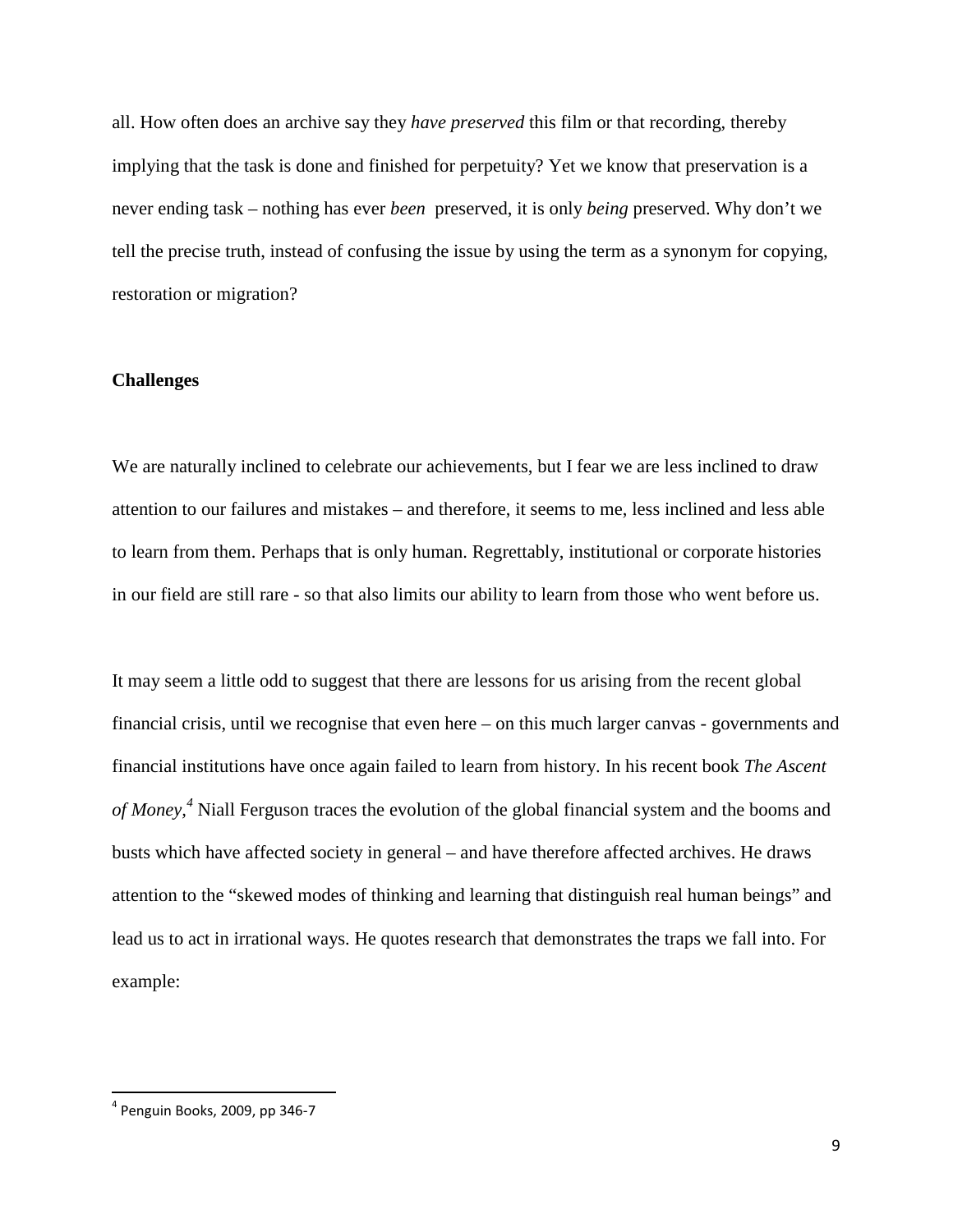all. How often does an archive say they *have preserved* this film or that recording, thereby implying that the task is done and finished for perpetuity? Yet we know that preservation is a never ending task – nothing has ever *been* preserved, it is only *being* preserved. Why don't we tell the precise truth, instead of confusing the issue by using the term as a synonym for copying, restoration or migration?

**Challenges**

We are naturally inclined to celebrate our achievements, but I fear we are less inclined to draw attention to our failures and mistakes – and therefore, it seems to me, less inclined and less able to learn from them. Perhaps that is only human. Regrettably, institutional or corporate histories in our field are still rare - so that also limits our ability to learn from those who went before us.

It may seem a little odd to suggest that there are lessons for us arising from the recent global financial crisis, until we recognise that even here – on this much larger canvas - governments and financial institutions have once again failed to learn from history. In his recent book *The Ascent of Money*,[4] Niall Ferguson traces the evolution of the global financial system and the booms and busts which have affected society in general – and have therefore affected archives. He draws attention to the "skewed modes of thinking and learning that distinguish real human beings" and lead us to act in irrational ways. He quotes research that demonstrates the traps we fall into. For example:

---

[4] Penguin Books, 2009, pp 346-7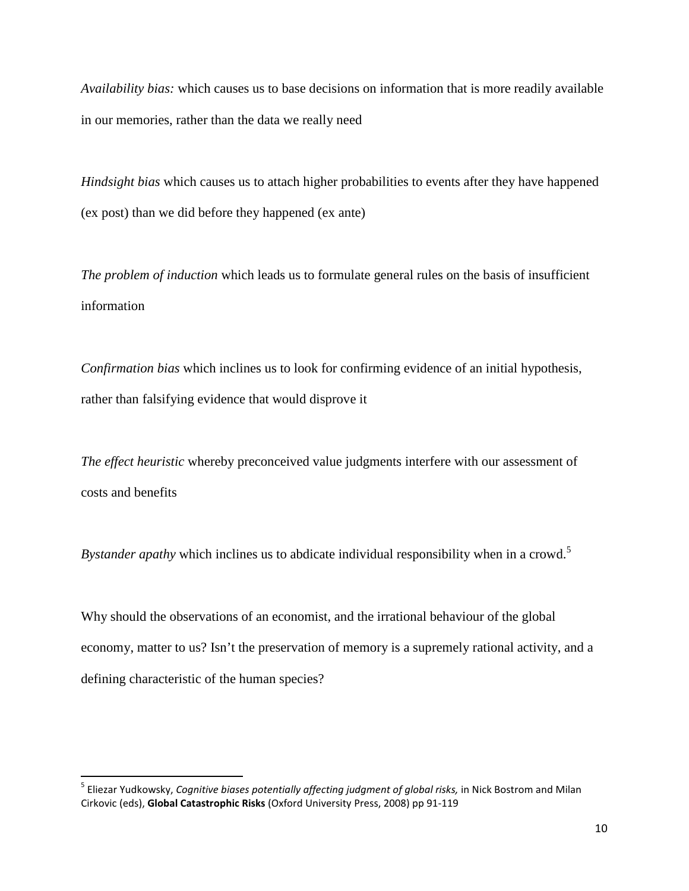*Availability bias:* which causes us to base decisions on information that is more readily available in our memories, rather than the data we really need

*Hindsight bias* which causes us to attach higher probabilities to events after they have happened (ex post) than we did before they happened (ex ante)

*The problem of induction* which leads us to formulate general rules on the basis of insufficient information

*Confirmation bias* which inclines us to look for confirming evidence of an initial hypothesis, rather than falsifying evidence that would disprove it

*The effect heuristic* whereby preconceived value judgments interfere with our assessment of costs and benefits

*Bystander apathy* which inclines us to abdicate individual responsibility when in a crowd.[5]

Why should the observations of an economist, and the irrational behaviour of the global economy, matter to us? Isn't the preservation of memory is a supremely rational activity, and a defining characteristic of the human species?

---

[5] Eliezar Yudkowsky, *Cognitive biases potentially affecting judgment of global risks,* in Nick Bostrom and Milan Cirkovic (eds), **Global Catastrophic Risks** (Oxford University Press, 2008) pp 91-119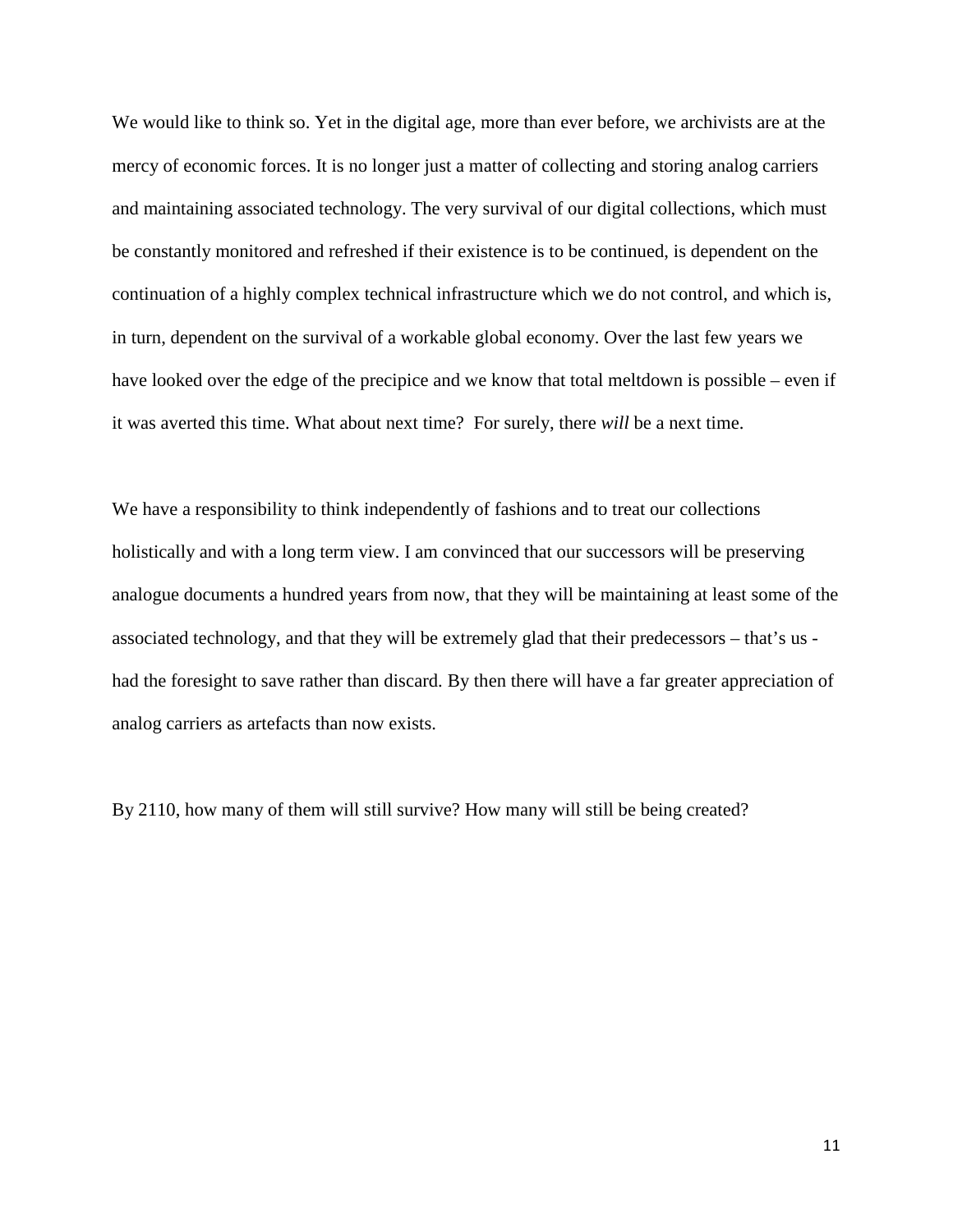We would like to think so. Yet in the digital age, more than ever before, we archivists are at the mercy of economic forces. It is no longer just a matter of collecting and storing analog carriers and maintaining associated technology. The very survival of our digital collections, which must be constantly monitored and refreshed if their existence is to be continued, is dependent on the continuation of a highly complex technical infrastructure which we do not control, and which is, in turn, dependent on the survival of a workable global economy. Over the last few years we have looked over the edge of the precipice and we know that total meltdown is possible – even if it was averted this time. What about next time? For surely, there *will* be a next time.

We have a responsibility to think independently of fashions and to treat our collections holistically and with a long term view. I am convinced that our successors will be preserving analogue documents a hundred years from now, that they will be maintaining at least some of the associated technology, and that they will be extremely glad that their predecessors – that's us - had the foresight to save rather than discard. By then there will have a far greater appreciation of analog carriers as artefacts than now exists.

By 2110, how many of them will still survive? How many will still be being created?